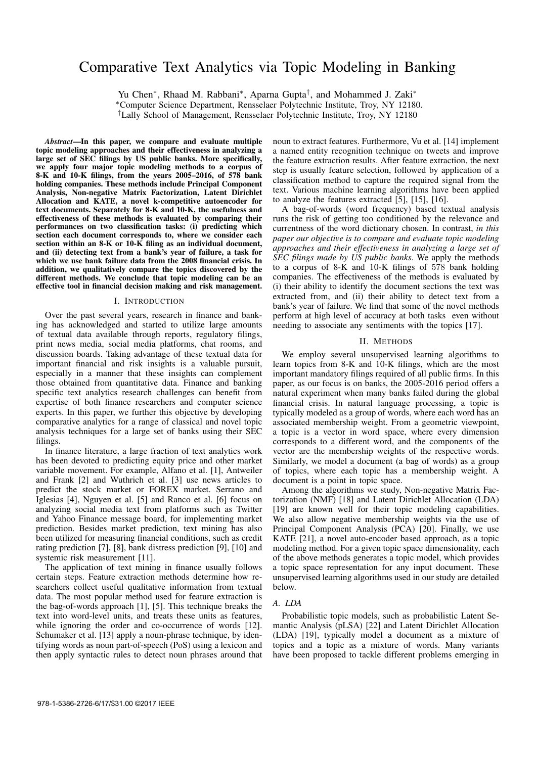# Comparative Text Analytics via Topic Modeling in Banking

Yu Chen*, Rhaad M. Rabbani*, Aparna Gupta†, and Mohammed J. Zaki*

*Computer Science Department, Rensselaer Polytechnic Institute, Troy, NY 12180.

†Lally School of Management, Rensselaer Polytechnic Institute, Troy, NY 12180

***Abstract*—In this paper, we compare and evaluate multiple topic modeling approaches and their effectiveness in analyzing a large set of SEC filings by US public banks. More specifically, we apply four major topic modeling methods to a corpus of 8-K and 10-K filings, from the years 2005–2016, of 578 bank holding companies. These methods include Principal Component Analysis, Non-negative Matrix Factorization, Latent Dirichlet Allocation and KATE, a novel k-competitive autoencoder for text documents. Separately for 8-K and 10-K, the usefulness and effectiveness of these methods is evaluated by comparing their performances on two classification tasks: (i) predicting which section each document corresponds to, where we consider each section within an 8-K or 10-K filing as an individual document, and (ii) detecting text from a bank's year of failure, a task for which we use bank failure data from the 2008 financial crisis. In addition, we qualitatively compare the topics discovered by the different methods. We conclude that topic modeling can be an effective tool in financial decision making and risk management.**

## I. Introduction

Over the past several years, research in finance and banking has acknowledged and started to utilize large amounts of textual data available through reports, regulatory filings, print news media, social media platforms, chat rooms, and discussion boards. Taking advantage of these textual data for important financial and risk insights is a valuable pursuit, especially in a manner that these insights can complement those obtained from quantitative data. Finance and banking specific text analytics research challenges can benefit from expertise of both finance researchers and computer science experts. In this paper, we further this objective by developing comparative analytics for a range of classical and novel topic analysis techniques for a large set of banks using their SEC filings.

In finance literature, a large fraction of text analytics work has been devoted to predicting equity price and other market variable movement. For example, Alfano et al. [1], Antweiler and Frank [2] and Wuthrich et al. [3] use news articles to predict the stock market or FOREX market. Serrano and Iglesias [4], Nguyen et al. [5] and Ranco et al. [6] focus on analyzing social media text from platforms such as Twitter and Yahoo Finance message board, for implementing market prediction. Besides market prediction, text mining has also been utilized for measuring financial conditions, such as credit rating prediction [7], [8], bank distress prediction [9], [10] and systemic risk measurement [11].

The application of text mining in finance usually follows certain steps. Feature extraction methods determine how researchers collect useful qualitative information from textual data. The most popular method used for feature extraction is the bag-of-words approach [1], [5]. This technique breaks the text into word-level units, and treats these units as features, while ignoring the order and co-occurrence of words [12]. Schumaker et al. [13] apply a noun-phrase technique, by identifying words as noun part-of-speech (PoS) using a lexicon and then apply syntactic rules to detect noun phrases around that noun to extract features. Furthermore, Vu et al. [14] implement a named entity recognition technique on tweets and improve the feature extraction results. After feature extraction, the next step is usually feature selection, followed by application of a classification method to capture the required signal from the text. Various machine learning algorithms have been applied to analyze the features extracted [5], [15], [16].

A bag-of-words (word frequency) based textual analysis runs the risk of getting too conditioned by the relevance and currentness of the word dictionary chosen. In contrast, *in this paper our objective is to compare and evaluate topic modeling approaches and their effectiveness in analyzing a large set of SEC filings made by US public banks*. We apply the methods to a corpus of 8-K and 10-K filings of 578 bank holding companies. The effectiveness of the methods is evaluated by (i) their ability to identify the document sections the text was extracted from, and (ii) their ability to detect text from a bank's year of failure. We find that some of the novel methods perform at high level of accuracy at both tasks even without needing to associate any sentiments with the topics [17].

## II. Methods

We employ several unsupervised learning algorithms to learn topics from 8-K and 10-K filings, which are the most important mandatory filings required of all public firms. In this paper, as our focus is on banks, the 2005-2016 period offers a natural experiment when many banks failed during the global financial crisis. In natural language processing, a topic is typically modeled as a group of words, where each word has an associated membership weight. From a geometric viewpoint, a topic is a vector in word space, where every dimension corresponds to a different word, and the components of the vector are the membership weights of the respective words. Similarly, we model a document (a bag of words) as a group of topics, where each topic has a membership weight. A document is a point in topic space.

Among the algorithms we study, Non-negative Matrix Factorization (NMF) [18] and Latent Dirichlet Allocation (LDA) [19] are known well for their topic modeling capabilities. We also allow negative membership weights via the use of Principal Component Analysis (PCA) [20]. Finally, we use KATE [21], a novel auto-encoder based approach, as a topic modeling method. For a given topic space dimensionality, each of the above methods generates a topic model, which provides a topic space representation for any input document. These unsupervised learning algorithms used in our study are detailed below.

### A. LDA

Probabilistic topic models, such as probabilistic Latent Semantic Analysis (pLSA) [22] and Latent Dirichlet Allocation (LDA) [19], typically model a document as a mixture of topics and a topic as a mixture of words. Many variants have been proposed to tackle different problems emerging in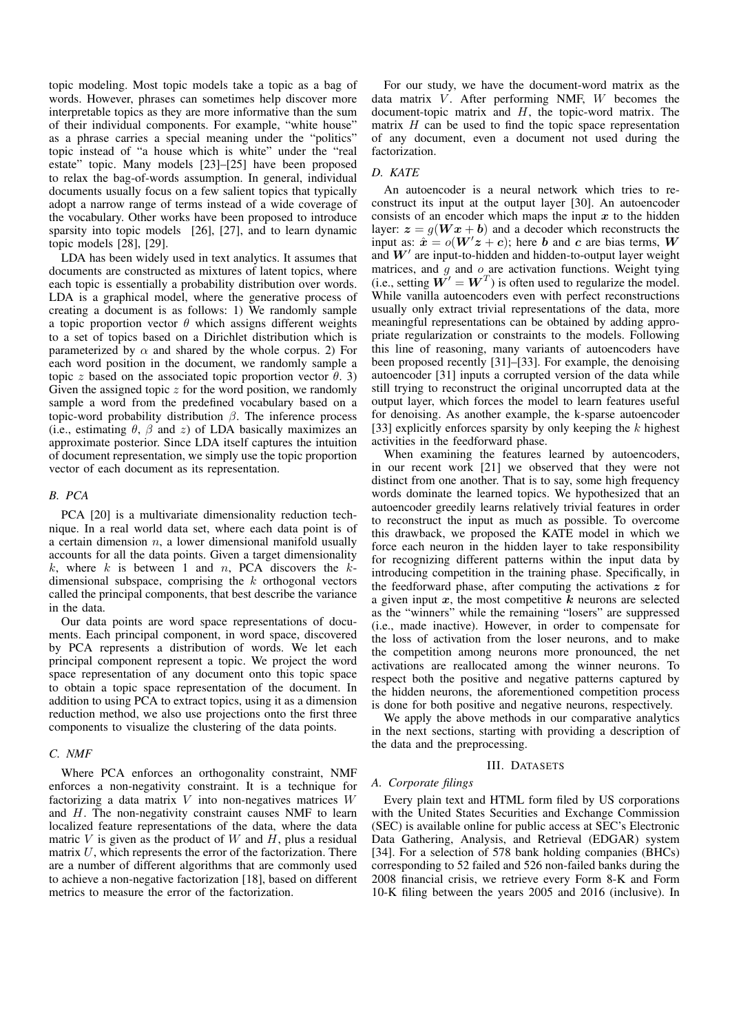topic modeling. Most topic models take a topic as a bag of words. However, phrases can sometimes help discover more interpretable topics as they are more informative than the sum of their individual components. For example, "white house" as a phrase carries a special meaning under the "politics" topic instead of "a house which is white" under the "real estate" topic. Many models [23]–[25] have been proposed to relax the bag-of-words assumption. In general, individual documents usually focus on a few salient topics that typically adopt a narrow range of terms instead of a wide coverage of the vocabulary. Other works have been proposed to introduce sparsity into topic models [26], [27], and to learn dynamic topic models [28], [29].

LDA has been widely used in text analytics. It assumes that documents are constructed as mixtures of latent topics, where each topic is essentially a probability distribution over words. LDA is a graphical model, where the generative process of creating a document is as follows: 1) We randomly sample a topic proportion vector $\theta$ which assigns different weights to a set of topics based on a Dirichlet distribution which is parameterized by $\alpha$ and shared by the whole corpus. 2) For each word position in the document, we randomly sample a topic $z$ based on the associated topic proportion vector $\theta$. 3) Given the assigned topic $z$ for the word position, we randomly sample a word from the predefined vocabulary based on a topic-word probability distribution $\beta$. The inference process (i.e., estimating $\theta$, $\beta$ and $z$) of LDA basically maximizes an approximate posterior. Since LDA itself captures the intuition of document representation, we simply use the topic proportion vector of each document as its representation.

### B. PCA

PCA [20] is a multivariate dimensionality reduction technique. In a real world data set, where each data point is of a certain dimension $n$, a lower dimensional manifold usually accounts for all the data points. Given a target dimensionality $k$, where $k$ is between 1 and $n$, PCA discovers the $k$-dimensional subspace, comprising the $k$ orthogonal vectors called the principal components, that best describe the variance in the data.

Our data points are word space representations of documents. Each principal component, in word space, discovered by PCA represents a distribution of words. We let each principal component represent a topic. We project the word space representation of any document onto this topic space to obtain a topic space representation of the document. In addition to using PCA to extract topics, using it as a dimension reduction method, we also use projections onto the first three components to visualize the clustering of the data points.

### C. NMF

Where PCA enforces an orthogonality constraint, NMF enforces a non-negativity constraint. It is a technique for factorizing a data matrix $V$ into non-negatives matrices $W$ and $H$. The non-negativity constraint causes NMF to learn localized feature representations of the data, where the data matric $V$ is given as the product of $W$ and $H$, plus a residual matrix $U$, which represents the error of the factorization. There are a number of different algorithms that are commonly used to achieve a non-negative factorization [18], based on different metrics to measure the error of the factorization.

For our study, we have the document-word matrix as the data matrix $V$. After performing NMF, $W$ becomes the document-topic matrix and $H$, the topic-word matrix. The matrix $H$ can be used to find the topic space representation of any document, even a document not used during the factorization.

### D. KATE

An autoencoder is a neural network which tries to reconstruct its input at the output layer [30]. An autoencoder consists of an encoder which maps the input $\boldsymbol{x}$ to the hidden layer: $\boldsymbol{z} = g(\boldsymbol{W}\boldsymbol{x} + \boldsymbol{b})$ and a decoder which reconstructs the input as: $\hat{\boldsymbol{x}} = o(\boldsymbol{W}'\boldsymbol{z} + \boldsymbol{c})$; here $\boldsymbol{b}$ and $\boldsymbol{c}$ are bias terms, $\boldsymbol{W}$ and $\boldsymbol{W}'$ are input-to-hidden and hidden-to-output layer weight matrices, and $g$ and $o$ are activation functions. Weight tying (i.e., setting $\boldsymbol{W}' = \boldsymbol{W}^T$) is often used to regularize the model. While vanilla autoencoders even with perfect reconstructions usually only extract trivial representations of the data, more meaningful representations can be obtained by adding appropriate regularization or constraints to the models. Following this line of reasoning, many variants of autoencoders have been proposed recently [31]–[33]. For example, the denoising autoencoder [31] inputs a corrupted version of the data while still trying to reconstruct the original uncorrupted data at the output layer, which forces the model to learn features useful for denoising. As another example, the k-sparse autoencoder [33] explicitly enforces sparsity by only keeping the $k$ highest activities in the feedforward phase.

When examining the features learned by autoencoders, in our recent work [21] we observed that they were not distinct from one another. That is to say, some high frequency words dominate the learned topics. We hypothesized that an autoencoder greedily learns relatively trivial features in order to reconstruct the input as much as possible. To overcome this drawback, we proposed the KATE model in which we force each neuron in the hidden layer to take responsibility for recognizing different patterns within the input data by introducing competition in the training phase. Specifically, in the feedforward phase, after computing the activations $\boldsymbol{z}$ for a given input $\boldsymbol{x}$, the most competitive $\boldsymbol{k}$ neurons are selected as the "winners" while the remaining "losers" are suppressed (i.e., made inactive). However, in order to compensate for the loss of activation from the loser neurons, and to make the competition among neurons more pronounced, the net activations are reallocated among the winner neurons. To respect both the positive and negative patterns captured by the hidden neurons, the aforementioned competition process is done for both positive and negative neurons, respectively.

We apply the above methods in our comparative analytics in the next sections, starting with providing a description of the data and the preprocessing.

## III. Datasets

### A. Corporate filings

Every plain text and HTML form filed by US corporations with the United States Securities and Exchange Commission (SEC) is available online for public access at SEC's Electronic Data Gathering, Analysis, and Retrieval (EDGAR) system [34]. For a selection of 578 bank holding companies (BHCs) corresponding to 52 failed and 526 non-failed banks during the 2008 financial crisis, we retrieve every Form 8-K and Form 10-K filing between the years 2005 and 2016 (inclusive). In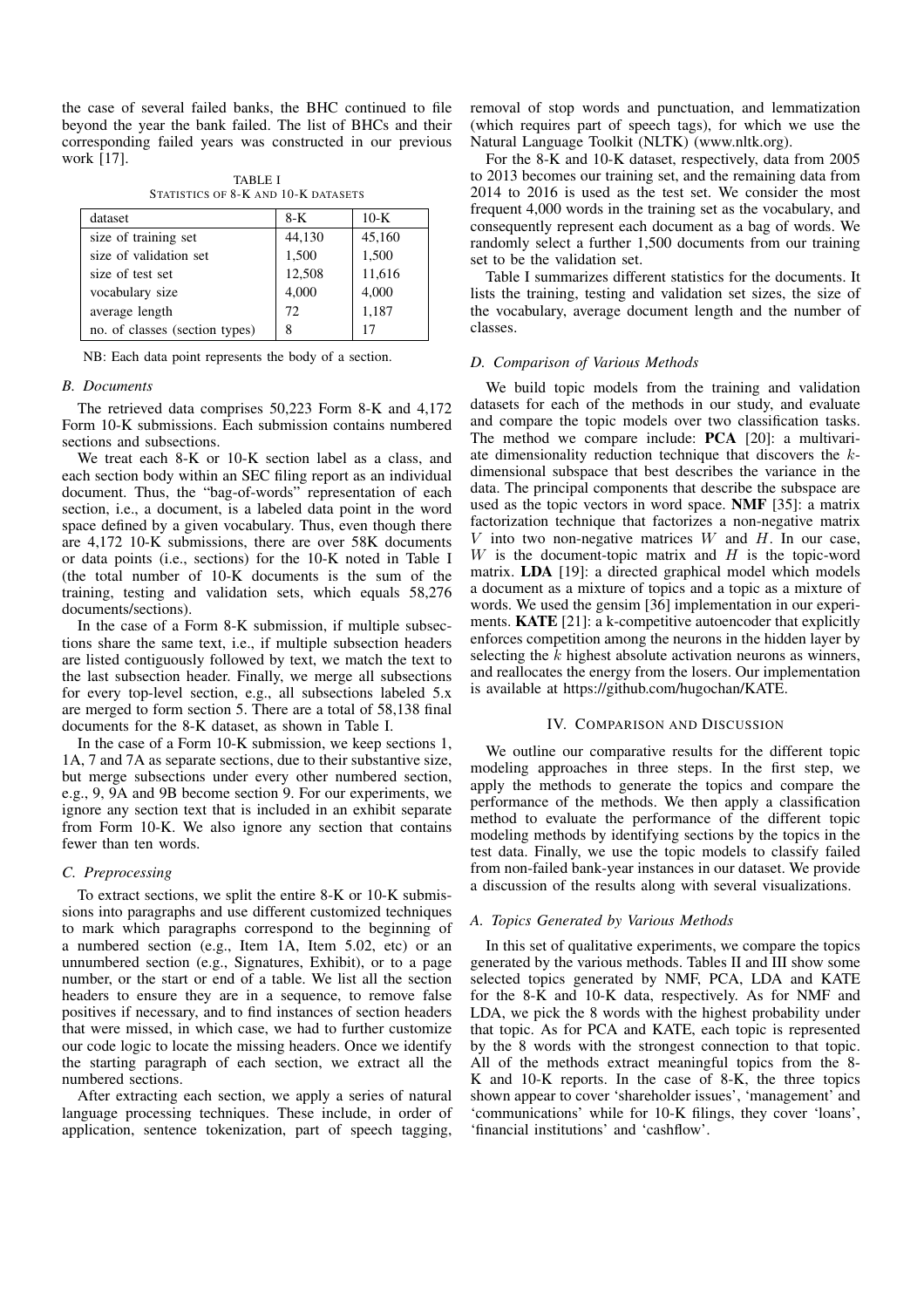the case of several failed banks, the BHC continued to file beyond the year the bank failed. The list of BHCs and their corresponding failed years was constructed in our previous work [17].

TABLE I
STATISTICS OF 8-K AND 10-K DATASETS

| dataset | 8-K | 10-K |
|---|---|---|
| size of training set | 44,130 | 45,160 |
| size of validation set | 1,500 | 1,500 |
| size of test set | 12,508 | 11,616 |
| vocabulary size | 4,000 | 4,000 |
| average length | 72 | 1,187 |
| no. of classes (section types) | 8 | 17 |

NB: Each data point represents the body of a section.

### B. Documents

The retrieved data comprises 50,223 Form 8-K and 4,172 Form 10-K submissions. Each submission contains numbered sections and subsections.

We treat each 8-K or 10-K section label as a class, and each section body within an SEC filing report as an individual document. Thus, the "bag-of-words" representation of each section, i.e., a document, is a labeled data point in the word space defined by a given vocabulary. Thus, even though there are 4,172 10-K submissions, there are over 58K documents or data points (i.e., sections) for the 10-K noted in Table I (the total number of 10-K documents is the sum of the training, testing and validation sets, which equals 58,276 documents/sections).

In the case of a Form 8-K submission, if multiple subsections share the same text, i.e., if multiple subsection headers are listed contiguously followed by text, we match the text to the last subsection header. Finally, we merge all subsections for every top-level section, e.g., all subsections labeled 5.x are merged to form section 5. There are a total of 58,138 final documents for the 8-K dataset, as shown in Table I.

In the case of a Form 10-K submission, we keep sections 1, 1A, 7 and 7A as separate sections, due to their substantive size, but merge subsections under every other numbered section, e.g., 9, 9A and 9B become section 9. For our experiments, we ignore any section text that is included in an exhibit separate from Form 10-K. We also ignore any section that contains fewer than ten words.

### C. Preprocessing

To extract sections, we split the entire 8-K or 10-K submissions into paragraphs and use different customized techniques to mark which paragraphs correspond to the beginning of a numbered section (e.g., Item 1A, Item 5.02, etc) or an unnumbered section (e.g., Signatures, Exhibit), or to a page number, or the start or end of a table. We list all the section headers to ensure they are in a sequence, to remove false positives if necessary, and to find instances of section headers that were missed, in which case, we had to further customize our code logic to locate the missing headers. Once we identify the starting paragraph of each section, we extract all the numbered sections.

After extracting each section, we apply a series of natural language processing techniques. These include, in order of application, sentence tokenization, part of speech tagging, removal of stop words and punctuation, and lemmatization (which requires part of speech tags), for which we use the Natural Language Toolkit (NLTK) (www.nltk.org).

For the 8-K and 10-K dataset, respectively, data from 2005 to 2013 becomes our training set, and the remaining data from 2014 to 2016 is used as the test set. We consider the most frequent 4,000 words in the training set as the vocabulary, and consequently represent each document as a bag of words. We randomly select a further 1,500 documents from our training set to be the validation set.

Table I summarizes different statistics for the documents. It lists the training, testing and validation set sizes, the size of the vocabulary, average document length and the number of classes.

### D. Comparison of Various Methods

We build topic models from the training and validation datasets for each of the methods in our study, and evaluate and compare the topic models over two classification tasks. The method we compare include: **PCA** [20]: a multivariate dimensionality reduction technique that discovers the $k$-dimensional subspace that best describes the variance in the data. The principal components that describe the subspace are used as the topic vectors in word space. **NMF** [35]: a matrix factorization technique that factorizes a non-negative matrix $V$ into two non-negative matrices $W$ and $H$. In our case, $W$ is the document-topic matrix and $H$ is the topic-word matrix. **LDA** [19]: a directed graphical model which models a document as a mixture of topics and a topic as a mixture of words. We used the gensim [36] implementation in our experiments. **KATE** [21]: a k-competitive autoencoder that explicitly enforces competition among the neurons in the hidden layer by selecting the $k$ highest absolute activation neurons as winners, and reallocates the energy from the losers. Our implementation is available at https://github.com/hugochan/KATE.

## IV. Comparison and Discussion

We outline our comparative results for the different topic modeling approaches in three steps. In the first step, we apply the methods to generate the topics and compare the performance of the methods. We then apply a classification method to evaluate the performance of the different topic modeling methods by identifying sections by the topics in the test data. Finally, we use the topic models to classify failed from non-failed bank-year instances in our dataset. We provide a discussion of the results along with several visualizations.

### A. Topics Generated by Various Methods

In this set of qualitative experiments, we compare the topics generated by the various methods. Tables II and III show some selected topics generated by NMF, PCA, LDA and KATE for the 8-K and 10-K data, respectively. As for NMF and LDA, we pick the 8 words with the highest probability under that topic. As for PCA and KATE, each topic is represented by the 8 words with the strongest connection to that topic. All of the methods extract meaningful topics from the 8-K and 10-K reports. In the case of 8-K, the three topics shown appear to cover 'shareholder issues', 'management' and 'communications' while for 10-K filings, they cover 'loans', 'financial institutions' and 'cashflow'.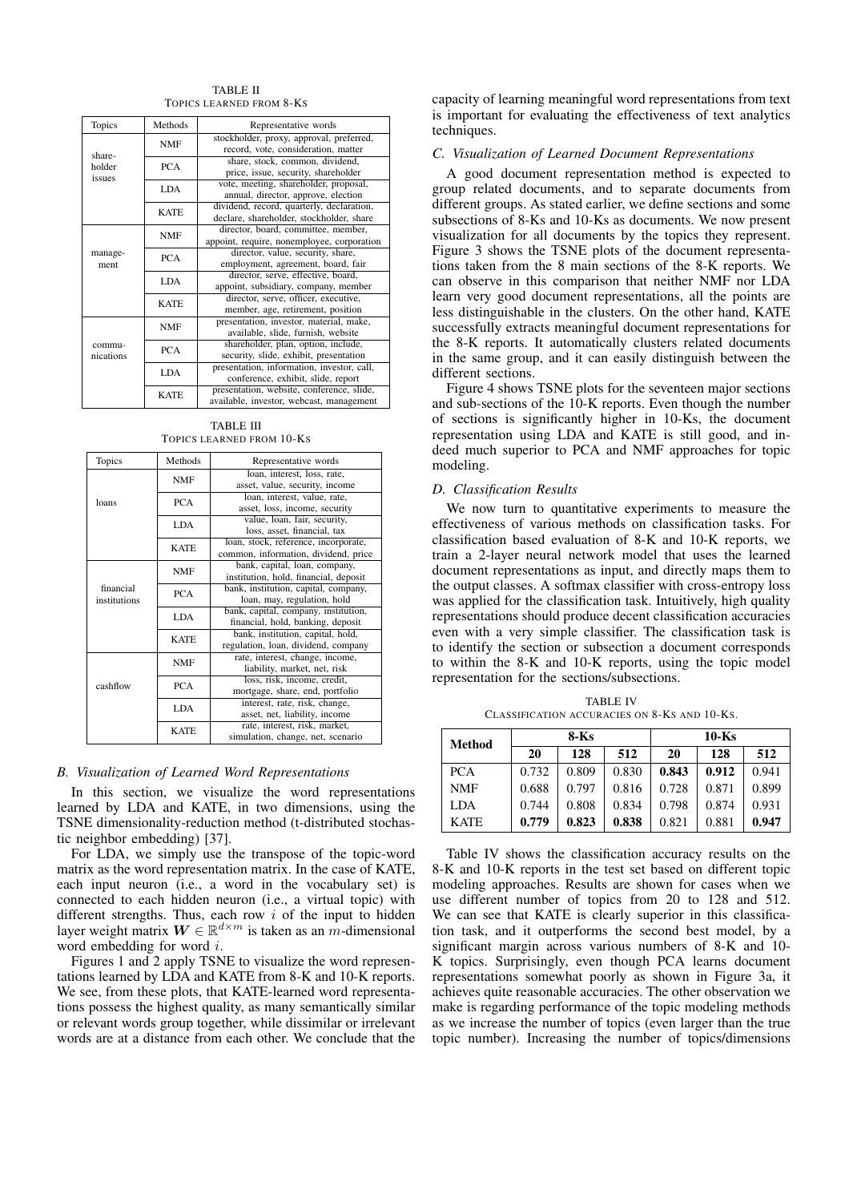TABLE II
TOPICS LEARNED FROM 8-KS

| Topics | Methods | Representative words |
| --- | --- | --- |
| share-holder issues | NMF | stockholder, proxy, approval, preferred, record, vote, consideration, matter |
| | PCA | share, stock, common, dividend, price, issue, security, shareholder |
| | LDA | vote, meeting, shareholder, proposal, annual, director, approve, election |
| | KATE | dividend, record, quarterly, declaration, declare, shareholder, stockholder, share |
| manage-ment | NMF | director, board, committee, member, appoint, require, nonemployee, corporation |
| | PCA | director, value, security, share, employment, agreement, board, fair |
| | LDA | director, serve, effective, board, appoint, subsidiary, company, member |
| | KATE | director, serve, officer, executive, member, age, retirement, position |
| commu-nications | NMF | presentation, investor, material, make, available, slide, furnish, website |
| | PCA | shareholder, plan, option, include, security, slide, exhibit, presentation |
| | LDA | presentation, information, investor, call, conference, exhibit, slide, report |
| | KATE | presentation, website, conference, slide, available, investor, webcast, management |

TABLE III
TOPICS LEARNED FROM 10-KS

| Topics | Methods | Representative words |
| --- | --- | --- |
| loans | NMF | loan, interest, loss, rate, asset, value, security, income |
| | PCA | loan, interest, value, rate, asset, loss, income, security |
| | LDA | value, loan, fair, security, loss, asset, financial, tax |
| | KATE | loan, stock, reference, incorporate, common, information, dividend, price |
| financial institutions | NMF | bank, capital, loan, company, institution, hold, financial, deposit |
| | PCA | bank, institution, capital, company, loan, may, regulation, hold |
| | LDA | bank, capital, company, institution, financial, hold, banking, deposit |
| | KATE | bank, institution, capital, hold, regulation, loan, dividend, company |
| cashflow | NMF | rate, interest, change, income, liability, market, net, risk |
| | PCA | loss, risk, income, credit, mortgage, share, end, portfolio |
| | LDA | interest, rate, risk, change, asset, net, liability, income |
| | KATE | rate, interest, risk, market, simulation, change, net, scenario |

### B. Visualization of Learned Word Representations

In this section, we visualize the word representations learned by LDA and KATE, in two dimensions, using the TSNE dimensionality-reduction method (t-distributed stochastic neighbor embedding) [37].

For LDA, we simply use the transpose of the topic-word matrix as the word representation matrix. In the case of KATE, each input neuron (i.e., a word in the vocabulary set) is connected to each hidden neuron (i.e., a virtual topic) with different strengths. Thus, each row $i$ of the input to hidden layer weight matrix $\boldsymbol{W} \in \mathbb{R}^{d \times m}$ is taken as an $m$-dimensional word embedding for word $i$.

Figures 1 and 2 apply TSNE to visualize the word representations learned by LDA and KATE from 8-K and 10-K reports. We see, from these plots, that KATE-learned word representations possess the highest quality, as many semantically similar or relevant words group together, while dissimilar or irrelevant words are at a distance from each other. We conclude that the capacity of learning meaningful word representations from text is important for evaluating the effectiveness of text analytics techniques.

### C. Visualization of Learned Document Representations

A good document representation method is expected to group related documents, and to separate documents from different groups. As stated earlier, we define sections and some subsections of 8-Ks and 10-Ks as documents. We now present visualization for all documents by the topics they represent. Figure 3 shows the TSNE plots of the document representations taken from the 8 main sections of the 8-K reports. We can observe in this comparison that neither NMF nor LDA learn very good document representations, all the points are less distinguishable in the clusters. On the other hand, KATE successfully extracts meaningful document representations for the 8-K reports. It automatically clusters related documents in the same group, and it can easily distinguish between the different sections.

Figure 4 shows TSNE plots for the seventeen major sections and sub-sections of the 10-K reports. Even though the number of sections is significantly higher in 10-Ks, the document representation using LDA and KATE is still good, and indeed much superior to PCA and NMF approaches for topic modeling.

### D. Classification Results

We now turn to quantitative experiments to measure the effectiveness of various methods on classification tasks. For classification based evaluation of 8-K and 10-K reports, we train a 2-layer neural network model that uses the learned document representations as input, and directly maps them to the output classes. A softmax classifier with cross-entropy loss was applied for the classification task. Intuitively, high quality representations should produce decent classification accuracies even with a very simple classifier. The classification task is to identify the section or subsection a document corresponds to within the 8-K and 10-K reports, using the topic model representation for the sections/subsections.

TABLE IV
CLASSIFICATION ACCURACIES ON 8-KS AND 10-KS.

| Method | 8-Ks | | | 10-Ks | | |
| --- | --- | --- | --- | --- | --- | --- |
| | 20 | 128 | 512 | 20 | 128 | 512 |
| PCA | 0.732 | 0.809 | 0.830 | **0.843** | **0.912** | 0.941 |
| NMF | 0.688 | 0.797 | 0.816 | 0.728 | 0.871 | 0.899 |
| LDA | 0.744 | 0.808 | 0.834 | 0.798 | 0.874 | 0.931 |
| KATE | **0.779** | **0.823** | **0.838** | 0.821 | 0.881 | **0.947** |

Table IV shows the classification accuracy results on the 8-K and 10-K reports in the test set based on different topic modeling approaches. Results are shown for cases when we use different number of topics from 20 to 128 and 512. We can see that KATE is clearly superior in this classification task, and it outperforms the second best model, by a significant margin across various numbers of 8-K and 10-K topics. Surprisingly, even though PCA learns document representations somewhat poorly as shown in Figure 3a, it achieves quite reasonable accuracies. The other observation we make is regarding performance of the topic modeling methods as we increase the number of topics (even larger than the true topic number). Increasing the number of topics/dimensions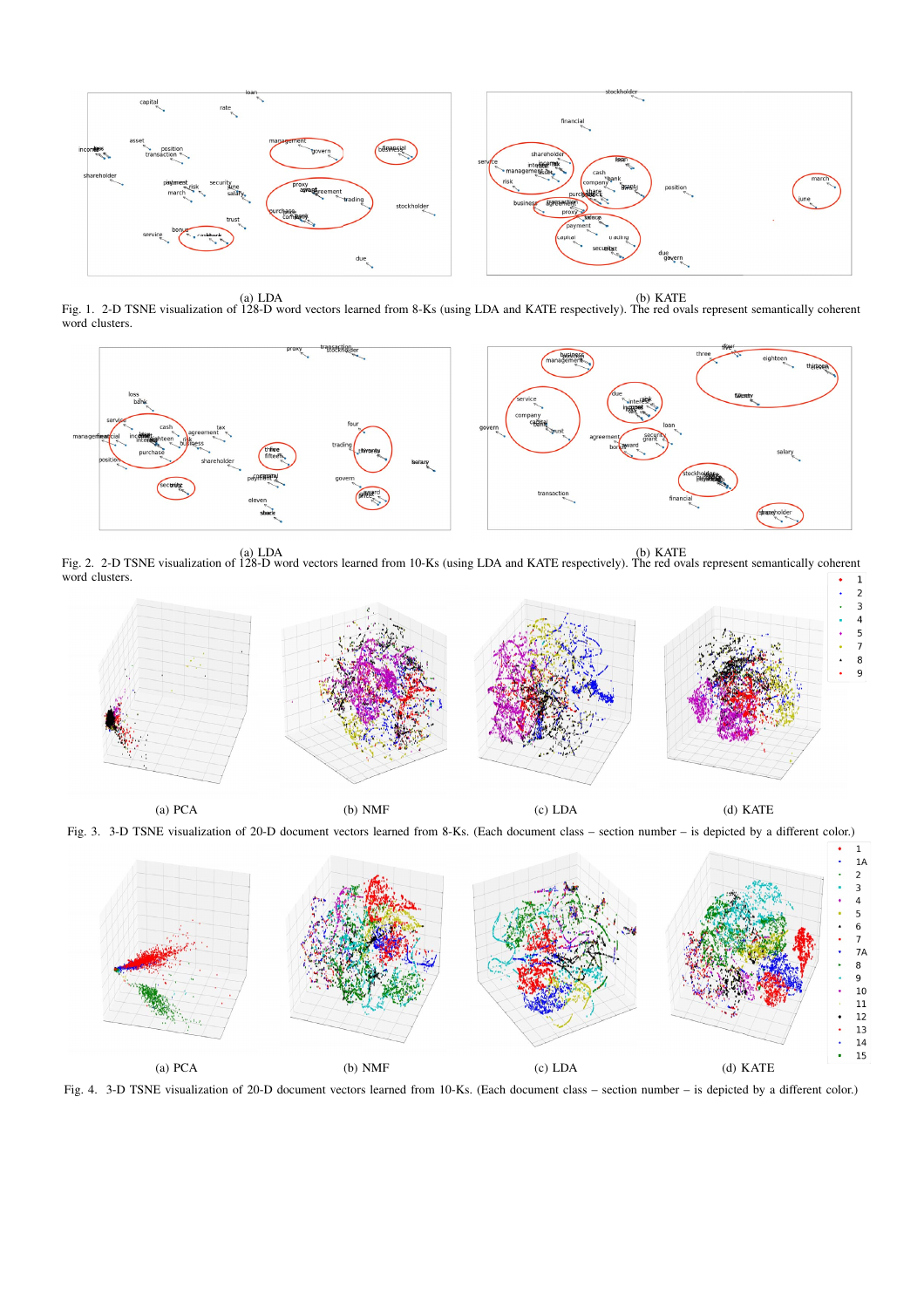(a) LDA

(b) KATE

Fig. 1. 2-D TSNE visualization of 128-D word vectors learned from 8-Ks (using LDA and KATE respectively). The red ovals represent semantically coherent word clusters.

(a) LDA

(b) KATE

Fig. 2. 2-D TSNE visualization of 128-D word vectors learned from 10-Ks (using LDA and KATE respectively). The red ovals represent semantically coherent word clusters.

(a) PCA

(b) NMF

(c) LDA

(d) KATE

Fig. 3. 3-D TSNE visualization of 20-D document vectors learned from 8-Ks. (Each document class – section number – is depicted by a different color.)

(a) PCA

(b) NMF

(c) LDA

(d) KATE

Fig. 4. 3-D TSNE visualization of 20-D document vectors learned from 10-Ks. (Each document class – section number – is depicted by a different color.)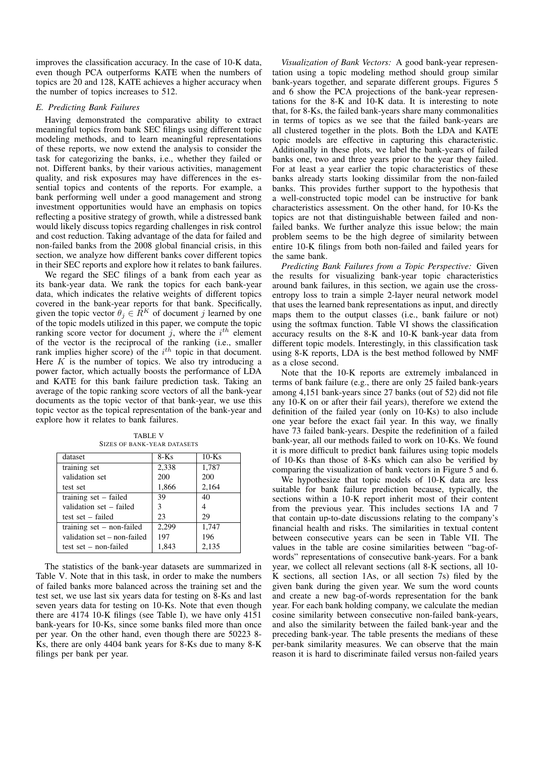improves the classification accuracy. In the case of 10-K data, even though PCA outperforms KATE when the numbers of topics are 20 and 128, KATE achieves a higher accuracy when the number of topics increases to 512.

### E. Predicting Bank Failures

Having demonstrated the comparative ability to extract meaningful topics from bank SEC filings using different topic modeling methods, and to learn meaningful representations of these reports, we now extend the analysis to consider the task for categorizing the banks, i.e., whether they failed or not. Different banks, by their various activities, management quality, and risk exposures may have differences in the essential topics and contents of the reports. For example, a bank performing well under a good management and strong investment opportunities would have an emphasis on topics reflecting a positive strategy of growth, while a distressed bank would likely discuss topics regarding challenges in risk control and cost reduction. Taking advantage of the data for failed and non-failed banks from the 2008 global financial crisis, in this section, we analyze how different banks cover different topics in their SEC reports and explore how it relates to bank failures.

We regard the SEC filings of a bank from each year as its bank-year data. We rank the topics for each bank-year data, which indicates the relative weights of different topics covered in the bank-year reports for that bank. Specifically, given the topic vector $\theta_j \in R^K$ of document $j$ learned by one of the topic models utilized in this paper, we compute the topic ranking score vector for document $j$, where the $i^{th}$ element of the vector is the reciprocal of the ranking (i.e., smaller rank implies higher score) of the $i^{th}$ topic in that document. Here $K$ is the number of topics. We also try introducing a power factor, which actually boosts the performance of LDA and KATE for this bank failure prediction task. Taking an average of the topic ranking score vectors of all the bank-year documents as the topic vector of that bank-year, we use this topic vector as the topical representation of the bank-year and explore how it relates to bank failures.

TABLE V
SIZES OF BANK-YEAR DATASETS

| dataset | 8-Ks | 10-Ks |
|---|---|---|
| training set | 2,338 | 1,787 |
| validation set | 200 | 200 |
| test set | 1,866 | 2,164 |
| training set – failed | 39 | 40 |
| validation set – failed | 3 | 4 |
| test set – failed | 23 | 29 |
| training set – non-failed | 2,299 | 1,747 |
| validation set – non-failed | 197 | 196 |
| test set – non-failed | 1,843 | 2,135 |

The statistics of the bank-year datasets are summarized in Table V. Note that in this task, in order to make the numbers of failed banks more balanced across the training set and the test set, we use last six years data for testing on 8-Ks and last seven years data for testing on 10-Ks. Note that even though there are 4174 10-K filings (see Table I), we have only 4151 bank-years for 10-Ks, since some banks filed more than once per year. On the other hand, even though there are 50223 8-Ks, there are only 4404 bank years for 8-Ks due to many 8-K filings per bank per year.

*Visualization of Bank Vectors:* A good bank-year representation using a topic modeling method should group similar bank-years together, and separate different groups. Figures 5 and 6 show the PCA projections of the bank-year representations for the 8-K and 10-K data. It is interesting to note that, for 8-Ks, the failed bank-years share many commonalities in terms of topics as we see that the failed bank-years are all clustered together in the plots. Both the LDA and KATE topic models are effective in capturing this characteristic. Additionally in these plots, we label the bank-years of failed banks one, two and three years prior to the year they failed. For at least a year earlier the topic characteristics of these banks already starts looking dissimilar from the non-failed banks. This provides further support to the hypothesis that a well-constructed topic model can be instructive for bank characteristics assessment. On the other hand, for 10-Ks the topics are not that distinguishable between failed and non-failed banks. We further analyze this issue below; the main problem seems to be the high degree of similarity between entire 10-K filings from both non-failed and failed years for the same bank.

*Predicting Bank Failures from a Topic Perspective:* Given the results for visualizing bank-year topic characteristics around bank failures, in this section, we again use the cross-entropy loss to train a simple 2-layer neural network model that uses the learned bank representations as input, and directly maps them to the output classes (i.e., bank failure or not) using the softmax function. Table VI shows the classification accuracy results on the 8-K and 10-K bank-year data from different topic models. Interestingly, in this classification task using 8-K reports, LDA is the best method followed by NMF as a close second.

Note that the 10-K reports are extremely imbalanced in terms of bank failure (e.g., there are only 25 failed bank-years among 4,151 bank-years since 27 banks (out of 52) did not file any 10-K on or after their fail years), therefore we extend the definition of the failed year (only on 10-Ks) to also include one year before the exact fail year. In this way, we finally have 73 failed bank-years. Despite the redefinition of a failed bank-year, all our methods failed to work on 10-Ks. We found it is more difficult to predict bank failures using topic models of 10-Ks than those of 8-Ks which can also be verified by comparing the visualization of bank vectors in Figure 5 and 6.

We hypothesize that topic models of 10-K data are less suitable for bank failure prediction because, typically, the sections within a 10-K report inherit most of their content from the previous year. This includes sections 1A and 7 that contain up-to-date discussions relating to the company's financial health and risks. The similarities in textual content between consecutive years can be seen in Table VII. The values in the table are cosine similarities between "bag-of-words" representations of consecutive bank-years. For a bank year, we collect all relevant sections (all 8-K sections, all 10-K sections, all section 1As, or all section 7s) filed by the given bank during the given year. We sum the word counts and create a new bag-of-words representation for the bank year. For each bank holding company, we calculate the median cosine similarity between consecutive non-failed bank-years, and also the similarity between the failed bank-year and the preceding bank-year. The table presents the medians of these per-bank similarity measures. We can observe that the main reason it is hard to discriminate failed versus non-failed years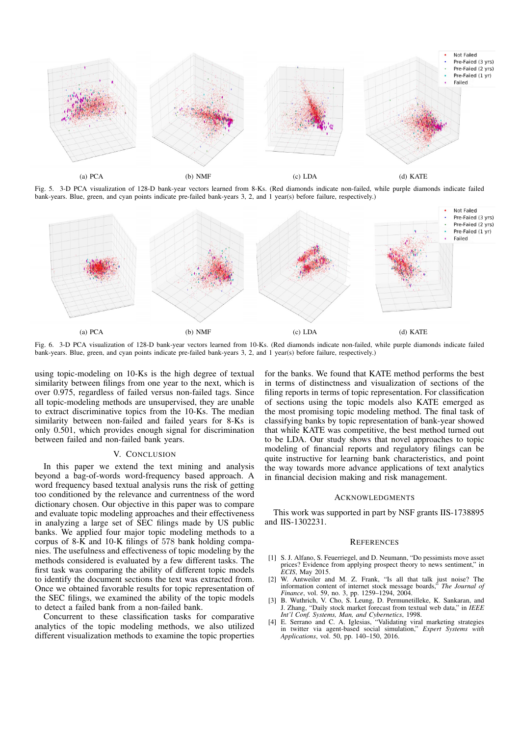Not Failed
Pre-Failed (3 yrs)
Pre-Failed (2 yrs)
Pre-Failed (1 yr)
Failed

(a) PCA

(b) NMF

(c) LDA

(d) KATE

Fig. 5. 3-D PCA visualization of 128-D bank-year vectors learned from 8-Ks. (Red diamonds indicate non-failed, while purple diamonds indicate failed bank-years. Blue, green, and cyan points indicate pre-failed bank-years 3, 2, and 1 year(s) before failure, respectively.)

Not Failed
Pre-Failed (3 yrs)
Pre-Failed (2 yrs)
Pre-Failed (1 yr)
Failed

(a) PCA

(b) NMF

(c) LDA

(d) KATE

Fig. 6. 3-D PCA visualization of 128-D bank-year vectors learned from 10-Ks. (Red diamonds indicate non-failed, while purple diamonds indicate failed bank-years. Blue, green, and cyan points indicate pre-failed bank-years 3, 2, and 1 year(s) before failure, respectively.)

using topic-modeling on 10-Ks is the high degree of textual similarity between filings from one year to the next, which is over 0.975, regardless of failed versus non-failed tags. Since all topic-modeling methods are unsupervised, they are unable to extract discriminative topics from the 10-Ks. The median similarity between non-failed and failed years for 8-Ks is only 0.501, which provides enough signal for discrimination between failed and non-failed bank years.

## V. Conclusion

In this paper we extend the text mining and analysis beyond a bag-of-words word-frequency based approach. A word frequency based textual analysis runs the risk of getting too conditioned by the relevance and currentness of the word dictionary chosen. Our objective in this paper was to compare and evaluate topic modeling approaches and their effectiveness in analyzing a large set of SEC filings made by US public banks. We applied four major topic modeling methods to a corpus of 8-K and 10-K filings of 578 bank holding companies. The usefulness and effectiveness of topic modeling by the methods considered is evaluated by a few different tasks. The first task was comparing the ability of different topic models to identify the document sections the text was extracted from. Once we obtained favorable results for topic representation of the SEC filings, we examined the ability of the topic models to detect a failed bank from a non-failed bank.

Concurrent to these classification tasks for comparative analytics of the topic modeling methods, we also utilized different visualization methods to examine the topic properties for the banks. We found that KATE method performs the best in terms of distinctness and visualization of sections of the filing reports in terms of topic representation. For classification of sections using the topic models also KATE emerged as the most promising topic modeling method. The final task of classifying banks by topic representation of bank-year showed that while KATE was competitive, the best method turned out to be LDA. Our study shows that novel approaches to topic modeling of financial reports and regulatory filings can be quite instructive for learning bank characteristics, and point the way towards more advance applications of text analytics in financial decision making and risk management.

## Acknowledgments

This work was supported in part by NSF grants IIS-1738895 and IIS-1302231.

## References

[1] S. J. Alfano, S. Feuerriegel, and D. Neumann, "Do pessimists move asset prices? Evidence from applying prospect theory to news sentiment," in *ECIS*, May 2015.

[2] W. Antweiler and M. Z. Frank, "Is all that talk just noise? The information content of internet stock message boards," *The Journal of Finance*, vol. 59, no. 3, pp. 1259–1294, 2004.

[3] B. Wuthrich, V. Cho, S. Leung, D. Permunetilleke, K. Sankaran, and J. Zhang, "Daily stock market forecast from textual web data," in *IEEE Int'l Conf. Systems, Man, and Cybernetics*, 1998.

[4] E. Serrano and C. A. Iglesias, "Validating viral marketing strategies in twitter via agent-based social simulation," *Expert Systems with Applications*, vol. 50, pp. 140–150, 2016.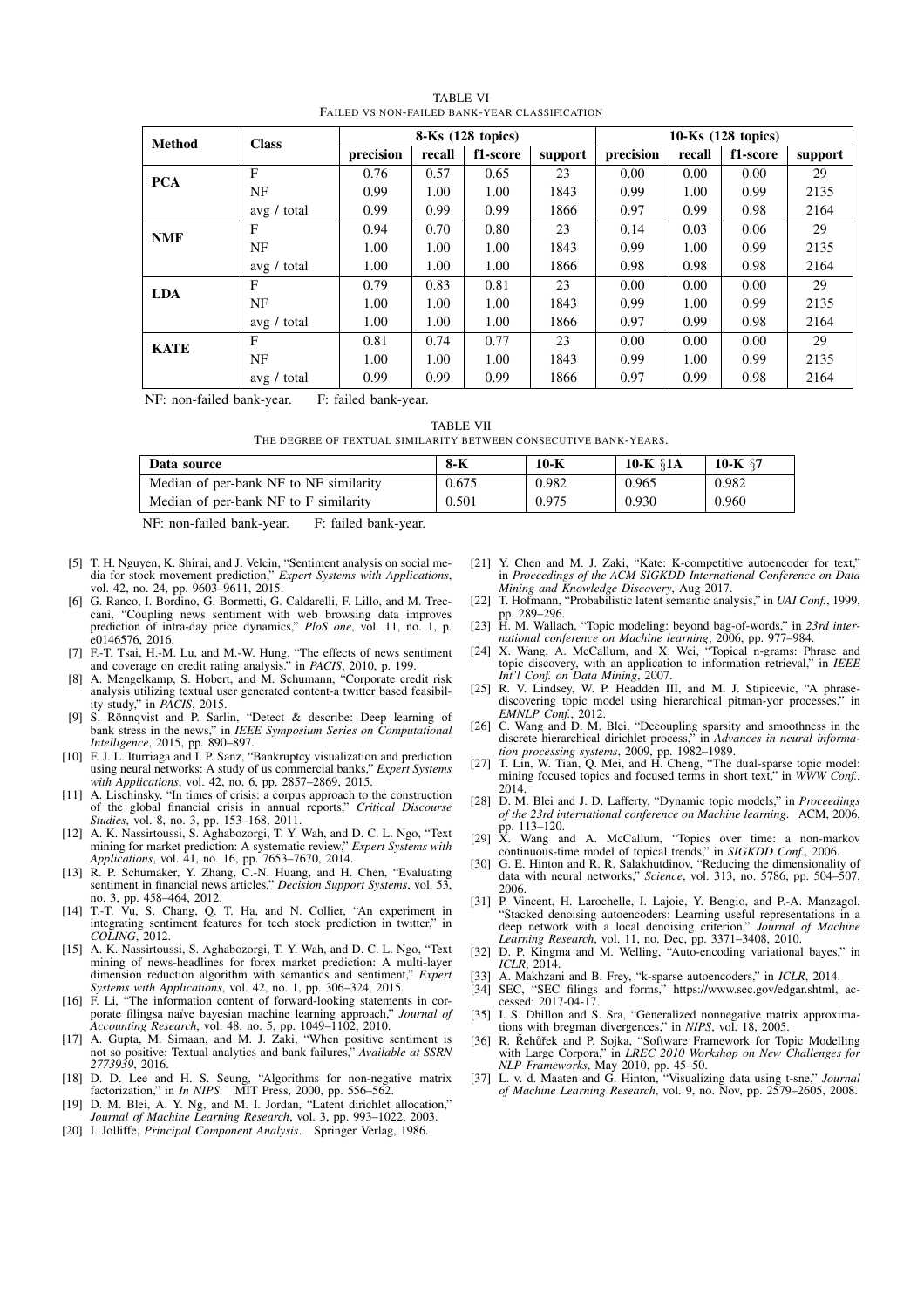TABLE VI
FAILED VS NON-FAILED BANK-YEAR CLASSIFICATION

| Method | Class | 8-Ks (128 topics) | | | | 10-Ks (128 topics) | | | |
|---|---|---|---|---|---|---|---|---|---|
| | | precision | recall | f1-score | support | precision | recall | f1-score | support |
| **PCA** | F | 0.76 | 0.57 | 0.65 | 23 | 0.00 | 0.00 | 0.00 | 29 |
| | NF | 0.99 | 1.00 | 1.00 | 1843 | 0.99 | 1.00 | 0.99 | 2135 |
| | avg / total | 0.99 | 0.99 | 0.99 | 1866 | 0.97 | 0.99 | 0.98 | 2164 |
| **NMF** | F | 0.94 | 0.70 | 0.80 | 23 | 0.14 | 0.03 | 0.06 | 29 |
| | NF | 1.00 | 1.00 | 1.00 | 1843 | 0.99 | 1.00 | 0.99 | 2135 |
| | avg / total | 1.00 | 1.00 | 1.00 | 1866 | 0.98 | 0.98 | 0.98 | 2164 |
| **LDA** | F | 0.79 | 0.83 | 0.81 | 23 | 0.00 | 0.00 | 0.00 | 29 |
| | NF | 1.00 | 1.00 | 1.00 | 1843 | 0.99 | 1.00 | 0.99 | 2135 |
| | avg / total | 1.00 | 1.00 | 1.00 | 1866 | 0.97 | 0.99 | 0.98 | 2164 |
| **KATE** | F | 0.81 | 0.74 | 0.77 | 23 | 0.00 | 0.00 | 0.00 | 29 |
| | NF | 1.00 | 1.00 | 1.00 | 1843 | 0.99 | 1.00 | 0.99 | 2135 |
| | avg / total | 0.99 | 0.99 | 0.99 | 1866 | 0.97 | 0.99 | 0.98 | 2164 |

NF: non-failed bank-year. F: failed bank-year.

TABLE VII
THE DEGREE OF TEXTUAL SIMILARITY BETWEEN CONSECUTIVE BANK-YEARS.

| Data source | 8-K | 10-K | 10-K §1A | 10-K §7 |
|---|---|---|---|---|
| Median of per-bank NF to NF similarity | 0.675 | 0.982 | 0.965 | 0.982 |
| Median of per-bank NF to F similarity | 0.501 | 0.975 | 0.930 | 0.960 |

NF: non-failed bank-year. F: failed bank-year.

[5] T. H. Nguyen, K. Shirai, and J. Velcin, "Sentiment analysis on social media for stock movement prediction," *Expert Systems with Applications*, vol. 42, no. 24, pp. 9603–9611, 2015.

[6] G. Ranco, I. Bordino, G. Bormetti, G. Caldarelli, F. Lillo, and M. Treccani, "Coupling news sentiment with web browsing data improves prediction of intra-day price dynamics," *PloS one*, vol. 11, no. 1, p. e0146576, 2016.

[7] F.-T. Tsai, H.-M. Lu, and M.-W. Hung, "The effects of news sentiment and coverage on credit rating analysis." in *PACIS*, 2010, p. 199.

[8] A. Mengelkamp, S. Hobert, and M. Schumann, "Corporate credit risk analysis utilizing textual user generated content-a twitter based feasibility study," in *PACIS*, 2015.

[9] S. Rönnqvist and P. Sarlin, "Detect & describe: Deep learning of bank stress in the news," in *IEEE Symposium Series on Computational Intelligence*, 2015, pp. 890–897.

[10] F. J. L. Iturriaga and I. P. Sanz, "Bankruptcy visualization and prediction using neural networks: A study of us commercial banks," *Expert Systems with Applications*, vol. 42, no. 6, pp. 2857–2869, 2015.

[11] A. Lischinsky, "In times of crisis: a corpus approach to the construction of the global financial crisis in annual reports," *Critical Discourse Studies*, vol. 8, no. 3, pp. 153–168, 2011.

[12] A. K. Nassirtoussi, S. Aghabozorgi, T. Y. Wah, and D. C. L. Ngo, "Text mining for market prediction: A systematic review," *Expert Systems with Applications*, vol. 41, no. 16, pp. 7653–7670, 2014.

[13] R. P. Schumaker, Y. Zhang, C.-N. Huang, and H. Chen, "Evaluating sentiment in financial news articles," *Decision Support Systems*, vol. 53, no. 3, pp. 458–464, 2012.

[14] T.-T. Vu, S. Chang, Q. T. Ha, and N. Collier, "An experiment in integrating sentiment features for tech stock prediction in twitter," in *COLING*, 2012.

[15] A. K. Nassirtoussi, S. Aghabozorgi, T. Y. Wah, and D. C. L. Ngo, "Text mining of news-headlines for forex market prediction: A multi-layer dimension reduction algorithm with semantics and sentiment," *Expert Systems with Applications*, vol. 42, no. 1, pp. 306–324, 2015.

[16] F. Li, "The information content of forward-looking statements in corporate filingsa naïve bayesian machine learning approach," *Journal of Accounting Research*, vol. 48, no. 5, pp. 1049–1102, 2010.

[17] A. Gupta, M. Simaan, and M. J. Zaki, "When positive sentiment is not so positive: Textual analytics and bank failures," *Available at SSRN 2773939*, 2016.

[18] D. D. Lee and H. S. Seung, "Algorithms for non-negative matrix factorization," in *In NIPS*. MIT Press, 2000, pp. 556–562.

[19] D. M. Blei, A. Y. Ng, and M. I. Jordan, "Latent dirichlet allocation," *Journal of Machine Learning Research*, vol. 3, pp. 993–1022, 2003.

[20] I. Jolliffe, *Principal Component Analysis*. Springer Verlag, 1986.

[21] Y. Chen and M. J. Zaki, "Kate: K-competitive autoencoder for text," in *Proceedings of the ACM SIGKDD International Conference on Data Mining and Knowledge Discovery*, Aug 2017.

[22] T. Hofmann, "Probabilistic latent semantic analysis," in *UAI Conf.*, 1999, pp. 289–296.

[23] H. M. Wallach, "Topic modeling: beyond bag-of-words," in *23rd international conference on Machine learning*, 2006, pp. 977–984.

[24] X. Wang, A. McCallum, and X. Wei, "Topical n-grams: Phrase and topic discovery, with an application to information retrieval," in *IEEE Int'l Conf. on Data Mining*, 2007.

[25] R. V. Lindsey, W. P. Headden III, and M. J. Stipicevic, "A phrase-discovering topic model using hierarchical pitman-yor processes," in *EMNLP Conf.*, 2012.

[26] C. Wang and D. M. Blei, "Decoupling sparsity and smoothness in the discrete hierarchical dirichlet process," in *Advances in neural information processing systems*, 2009, pp. 1982–1989.

[27] T. Lin, W. Tian, Q. Mei, and H. Cheng, "The dual-sparse topic model: mining focused topics and focused terms in short text," in *WWW Conf.*, 2014.

[28] D. M. Blei and J. D. Lafferty, "Dynamic topic models," in *Proceedings of the 23rd international conference on Machine learning*. ACM, 2006, pp. 113–120.

[29] X. Wang and A. McCallum, "Topics over time: a non-markov continuous-time model of topical trends," in *SIGKDD Conf.*, 2006.

[30] G. E. Hinton and R. R. Salakhutdinov, "Reducing the dimensionality of data with neural networks," *Science*, vol. 313, no. 5786, pp. 504–507, 2006.

[31] P. Vincent, H. Larochelle, I. Lajoie, Y. Bengio, and P.-A. Manzagol, "Stacked denoising autoencoders: Learning useful representations in a deep network with a local denoising criterion," *Journal of Machine Learning Research*, vol. 11, no. Dec, pp. 3371–3408, 2010.

[32] D. P. Kingma and M. Welling, "Auto-encoding variational bayes," in *ICLR*, 2014.

[33] A. Makhzani and B. Frey, "k-sparse autoencoders," in *ICLR*, 2014.

[34] SEC, "SEC filings and forms," https://www.sec.gov/edgar.shtml, accessed: 2017-04-17.

[35] I. S. Dhillon and S. Sra, "Generalized nonnegative matrix approximations with bregman divergences," in *NIPS*, vol. 18, 2005.

[36] R. Řehůřek and P. Sojka, "Software Framework for Topic Modelling with Large Corpora," in *LREC 2010 Workshop on New Challenges for NLP Frameworks*, May 2010, pp. 45–50.

[37] L. v. d. Maaten and G. Hinton, "Visualizing data using t-sne," *Journal of Machine Learning Research*, vol. 9, no. Nov, pp. 2579–2605, 2008.